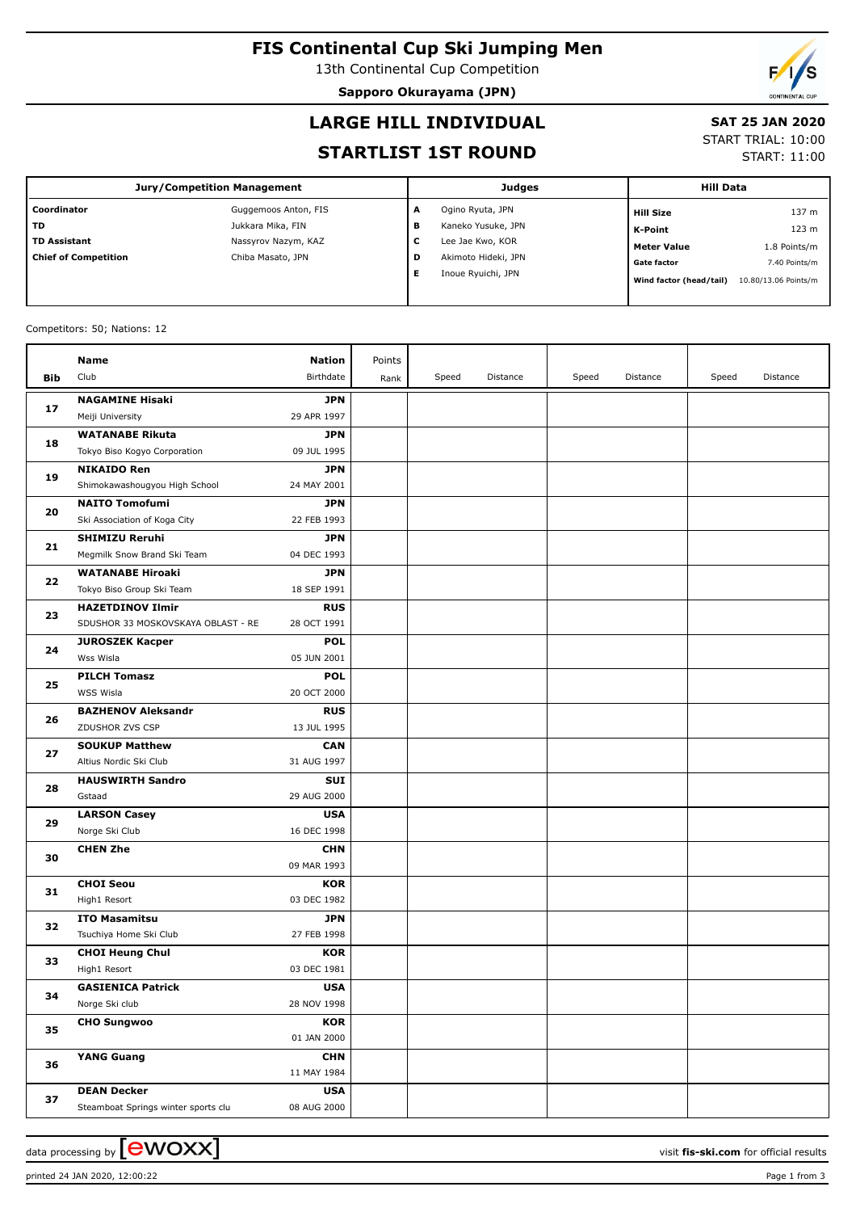# FIS Continental Cup Ski Jumping Men

13th Continental Cup Competition

**Sapporo Okurayama (JPN)**

## LARGE HILL INDIVIDUAL

## STARTLIST 1ST ROUND

**SAT 25 JAN 2020**

START TRIAL: 10:00

START: 11:00

| Jury/Competition Management | | Judges | | Hill Data | |
|---|---|---|---|---|---|
| **Coordinator** | Guggemoos Anton, FIS | **A** | Ogino Ryuta, JPN | **Hill Size** | 137 m |
| **TD** | Jukkara Mika, FIN | **B** | Kaneko Yusuke, JPN | **K-Point** | 123 m |
| **TD Assistant** | Nassyrov Nazym, KAZ | **C** | Lee Jae Kwo, KOR | **Meter Value** | 1.8 Points/m |
| **Chief of Competition** | Chiba Masato, JPN | **D** | Akimoto Hideki, JPN | **Gate factor** | 7.40 Points/m |
| | | **E** | Inoue Ryuichi, JPN | **Wind factor (head/tail)** | 10.80/13.06 Points/m |

Competitors: 50; Nations: 12

| Bib | Name / Club | Nation / Birthdate | Points / Rank | Speed | Distance | Speed | Distance | Speed | Distance |
|---|---|---|---|---|---|---|---|---|---|
| 17 | **NAGAMINE Hisaki**<br>Meiji University | **JPN**<br>29 APR 1997 | | | | | | | |
| 18 | **WATANABE Rikuta**<br>Tokyo Biso Kogyo Corporation | **JPN**<br>09 JUL 1995 | | | | | | | |
| 19 | **NIKAIDO Ren**<br>Shimokawashougyou High School | **JPN**<br>24 MAY 2001 | | | | | | | |
| 20 | **NAITO Tomofumi**<br>Ski Association of Koga City | **JPN**<br>22 FEB 1993 | | | | | | | |
| 21 | **SHIMIZU Reruhi**<br>Megmilk Snow Brand Ski Team | **JPN**<br>04 DEC 1993 | | | | | | | |
| 22 | **WATANABE Hiroaki**<br>Tokyo Biso Group Ski Team | **JPN**<br>18 SEP 1991 | | | | | | | |
| 23 | **HAZETDINOV Ilmir**<br>SDUSHOR 33 MOSKOVSKAYA OBLAST - RE | **RUS**<br>28 OCT 1991 | | | | | | | |
| 24 | **JUROSZEK Kacper**<br>Wss Wisla | **POL**<br>05 JUN 2001 | | | | | | | |
| 25 | **PILCH Tomasz**<br>WSS Wisla | **POL**<br>20 OCT 2000 | | | | | | | |
| 26 | **BAZHENOV Aleksandr**<br>ZDUSHOR ZVS CSP | **RUS**<br>13 JUL 1995 | | | | | | | |
| 27 | **SOUKUP Matthew**<br>Altius Nordic Ski Club | **CAN**<br>31 AUG 1997 | | | | | | | |
| 28 | **HAUSWIRTH Sandro**<br>Gstaad | **SUI**<br>29 AUG 2000 | | | | | | | |
| 29 | **LARSON Casey**<br>Norge Ski Club | **USA**<br>16 DEC 1998 | | | | | | | |
| 30 | **CHEN Zhe** | **CHN**<br>09 MAR 1993 | | | | | | | |
| 31 | **CHOI Seou**<br>High1 Resort | **KOR**<br>03 DEC 1982 | | | | | | | |
| 32 | **ITO Masamitsu**<br>Tsuchiya Home Ski Club | **JPN**<br>27 FEB 1998 | | | | | | | |
| 33 | **CHOI Heung Chul**<br>High1 Resort | **KOR**<br>03 DEC 1981 | | | | | | | |
| 34 | **GASIENICA Patrick**<br>Norge Ski club | **USA**<br>28 NOV 1998 | | | | | | | |
| 35 | **CHO Sungwoo** | **KOR**<br>01 JAN 2000 | | | | | | | |
| 36 | **YANG Guang** | **CHN**<br>11 MAY 1984 | | | | | | | |
| 37 | **DEAN Decker**<br>Steamboat Springs winter sports clu | **USA**<br>08 AUG 2000 | | | | | | | |

data processing by ewoxx — visit **fis-ski.com** for official results

printed 24 JAN 2020, 12:00:22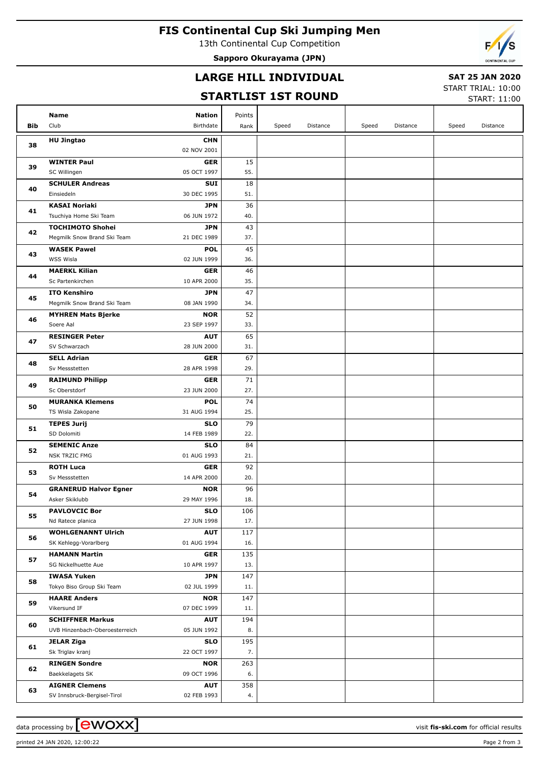# FIS Continental Cup Ski Jumping Men

13th Continental Cup Competition

**Sapporo Okurayama (JPN)**

## LARGE HILL INDIVIDUAL

## STARTLIST 1ST ROUND

**SAT 25 JAN 2020**

START TRIAL: 10:00

START: 11:00

| Bib | Name / Club | Nation / Birthdate | Points / Rank | Speed | Distance | Speed | Distance | Speed | Distance |
|---|---|---|---|---|---|---|---|---|---|
| 38 | **HU Jingtao** | **CHN** 02 NOV 2001 | | | | | | | |
| 39 | **WINTER Paul** SC Willingen | **GER** 05 OCT 1997 | 15 55. | | | | | | |
| 40 | **SCHULER Andreas** Einsiedeln | **SUI** 30 DEC 1995 | 18 51. | | | | | | |
| 41 | **KASAI Noriaki** Tsuchiya Home Ski Team | **JPN** 06 JUN 1972 | 36 40. | | | | | | |
| 42 | **TOCHIMOTO Shohei** Megmilk Snow Brand Ski Team | **JPN** 21 DEC 1989 | 43 37. | | | | | | |
| 43 | **WASEK Pawel** WSS Wisla | **POL** 02 JUN 1999 | 45 36. | | | | | | |
| 44 | **MAERKL Kilian** Sc Partenkirchen | **GER** 10 APR 2000 | 46 35. | | | | | | |
| 45 | **ITO Kenshiro** Megmilk Snow Brand Ski Team | **JPN** 08 JAN 1990 | 47 34. | | | | | | |
| 46 | **MYHREN Mats Bjerke** Soere Aal | **NOR** 23 SEP 1997 | 52 33. | | | | | | |
| 47 | **RESINGER Peter** SV Schwarzach | **AUT** 28 JUN 2000 | 65 31. | | | | | | |
| 48 | **SELL Adrian** Sv Messstetten | **GER** 28 APR 1998 | 67 29. | | | | | | |
| 49 | **RAIMUND Philipp** Sc Oberstdorf | **GER** 23 JUN 2000 | 71 27. | | | | | | |
| 50 | **MURANKA Klemens** TS Wisla Zakopane | **POL** 31 AUG 1994 | 74 25. | | | | | | |
| 51 | **TEPES Jurij** SD Dolomiti | **SLO** 14 FEB 1989 | 79 22. | | | | | | |
| 52 | **SEMENIC Anze** NSK TRZIC FMG | **SLO** 01 AUG 1993 | 84 21. | | | | | | |
| 53 | **ROTH Luca** Sv Messstetten | **GER** 14 APR 2000 | 92 20. | | | | | | |
| 54 | **GRANERUD Halvor Egner** Asker Skiklubb | **NOR** 29 MAY 1996 | 96 18. | | | | | | |
| 55 | **PAVLOVCIC Bor** Nd Ratece planica | **SLO** 27 JUN 1998 | 106 17. | | | | | | |
| 56 | **WOHLGENANNT Ulrich** SK Kehlegg-Vorarlberg | **AUT** 01 AUG 1994 | 117 16. | | | | | | |
| 57 | **HAMANN Martin** SG Nickelhuette Aue | **GER** 10 APR 1997 | 135 13. | | | | | | |
| 58 | **IWASA Yuken** Tokyo Biso Group Ski Team | **JPN** 02 JUL 1999 | 147 11. | | | | | | |
| 59 | **HAARE Anders** Vikersund IF | **NOR** 07 DEC 1999 | 147 11. | | | | | | |
| 60 | **SCHIFFNER Markus** UVB Hinzenbach-Oberoesterreich | **AUT** 05 JUN 1992 | 194 8. | | | | | | |
| 61 | **JELAR Ziga** Sk Triglav kranj | **SLO** 22 OCT 1997 | 195 7. | | | | | | |
| 62 | **RINGEN Sondre** Baekkelagets SK | **NOR** 09 OCT 1996 | 263 6. | | | | | | |
| 63 | **AIGNER Clemens** SV Innsbruck-Bergisel-Tirol | **AUT** 02 FEB 1993 | 358 4. | | | | | | |

data processing by ewoxx — visit **fis-ski.com** for official results

printed 24 JAN 2020, 12:00:22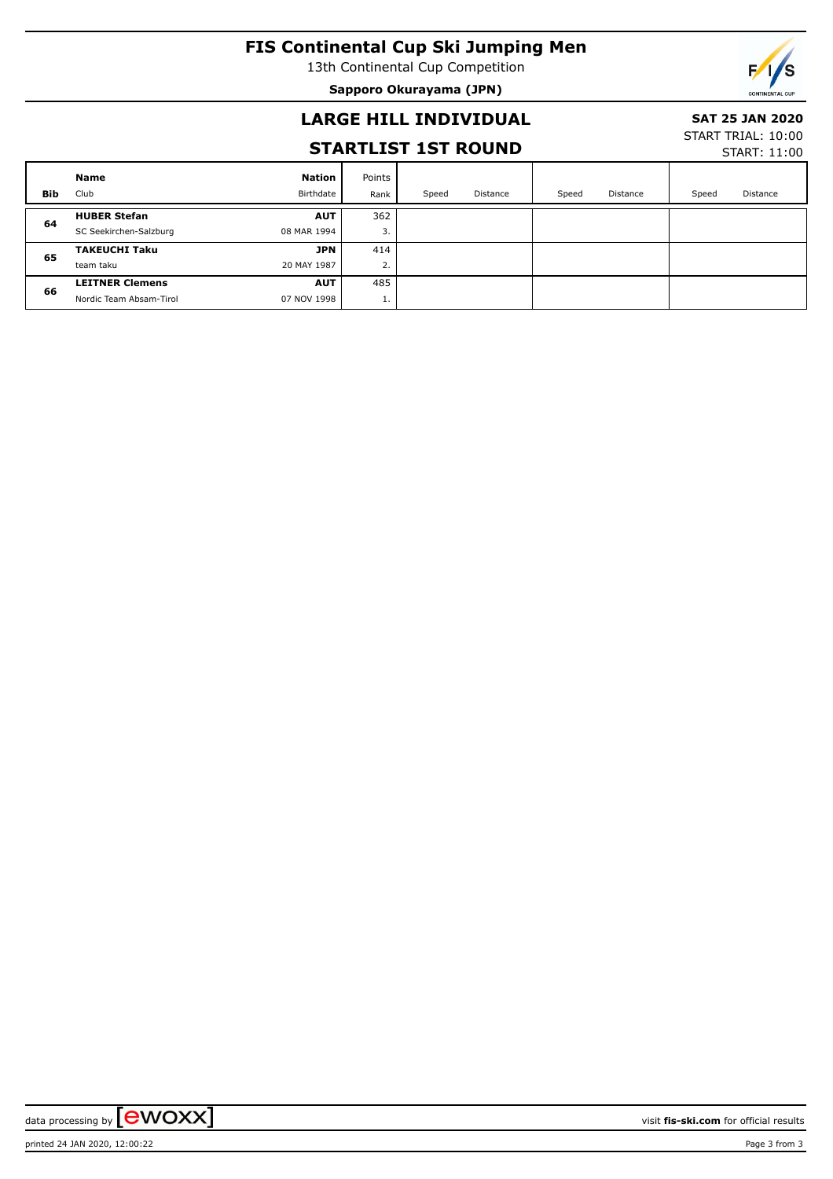# FIS Continental Cup Ski Jumping Men

13th Continental Cup Competition

**Sapporo Okurayama (JPN)**

## LARGE HILL INDIVIDUAL

**SAT 25 JAN 2020**

START TRIAL: 10:00

## STARTLIST 1ST ROUND

START: 11:00

| Bib | Name / Club | Nation / Birthdate | Points / Rank | Speed | Distance | Speed | Distance | Speed | Distance |
|---|---|---|---|---|---|---|---|---|---|
| 64 | **HUBER Stefan** SC Seekirchen-Salzburg | **AUT** 08 MAR 1994 | 362 3. | | | | | | |
| 65 | **TAKEUCHI Taku** team taku | **JPN** 20 MAY 1987 | 414 2. | | | | | | |
| 66 | **LEITNER Clemens** Nordic Team Absam-Tirol | **AUT** 07 NOV 1998 | 485 1. | | | | | | |

data processing by [ewoxx]

visit **fis-ski.com** for official results

printed 24 JAN 2020, 12:00:22